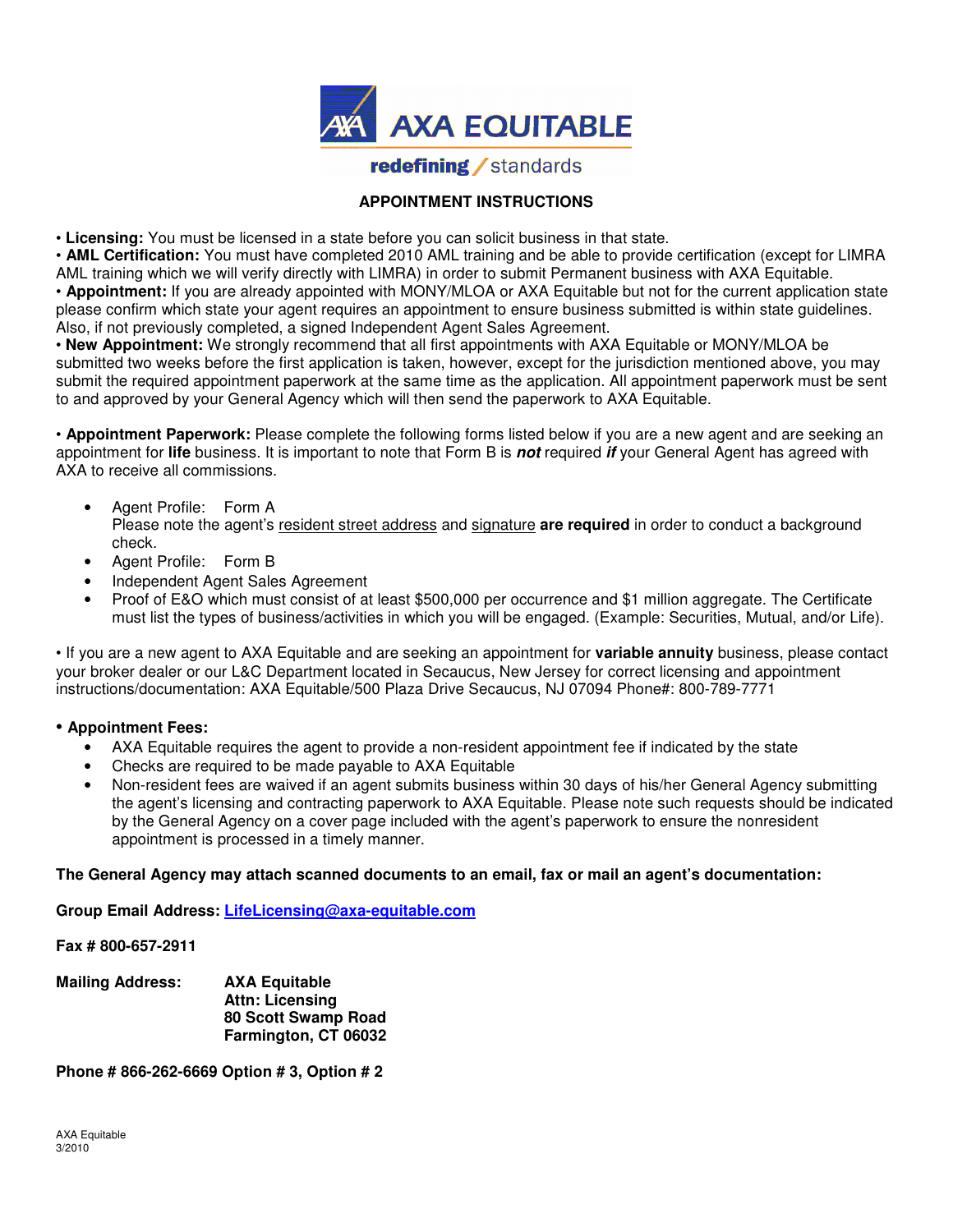AXA EQUITABLE

redefining / standards

## APPOINTMENT INSTRUCTIONS

• **Licensing:** You must be licensed in a state before you can solicit business in that state.
• **AML Certification:** You must have completed 2010 AML training and be able to provide certification (except for LIMRA AML training which we will verify directly with LIMRA) in order to submit Permanent business with AXA Equitable.
• **Appointment:** If you are already appointed with MONY/MLOA or AXA Equitable but not for the current application state please confirm which state your agent requires an appointment to ensure business submitted is within state guidelines. Also, if not previously completed, a signed Independent Agent Sales Agreement.
• **New Appointment:** We strongly recommend that all first appointments with AXA Equitable or MONY/MLOA be submitted two weeks before the first application is taken, however, except for the jurisdiction mentioned above, you may submit the required appointment paperwork at the same time as the application. All appointment paperwork must be sent to and approved by your General Agency which will then send the paperwork to AXA Equitable.

• **Appointment Paperwork:** Please complete the following forms listed below if you are a new agent and are seeking an appointment for **life** business. It is important to note that Form B is ***not*** required ***if*** your General Agent has agreed with AXA to receive all commissions.

- Agent Profile: Form A
  Please note the agent's resident street address and signature **are required** in order to conduct a background check.
- Agent Profile: Form B
- Independent Agent Sales Agreement
- Proof of E&O which must consist of at least $500,000 per occurrence and $1 million aggregate. The Certificate must list the types of business/activities in which you will be engaged. (Example: Securities, Mutual, and/or Life).

• If you are a new agent to AXA Equitable and are seeking an appointment for **variable annuity** business, please contact your broker dealer or our L&C Department located in Secaucus, New Jersey for correct licensing and appointment instructions/documentation: AXA Equitable/500 Plaza Drive Secaucus, NJ 07094 Phone#: 800-789-7771

• **Appointment Fees:**
- AXA Equitable requires the agent to provide a non-resident appointment fee if indicated by the state
- Checks are required to be made payable to AXA Equitable
- Non-resident fees are waived if an agent submits business within 30 days of his/her General Agency submitting the agent's licensing and contracting paperwork to AXA Equitable. Please note such requests should be indicated by the General Agency on a cover page included with the agent's paperwork to ensure the nonresident appointment is processed in a timely manner.

**The General Agency may attach scanned documents to an email, fax or mail an agent's documentation:**

**Group Email Address: LifeLicensing@axa-equitable.com**

**Fax # 800-657-2911**

**Mailing Address:** **AXA Equitable**
**Attn: Licensing**
**80 Scott Swamp Road**
**Farmington, CT 06032**

**Phone # 866-262-6669 Option # 3, Option # 2**

AXA Equitable
3/2010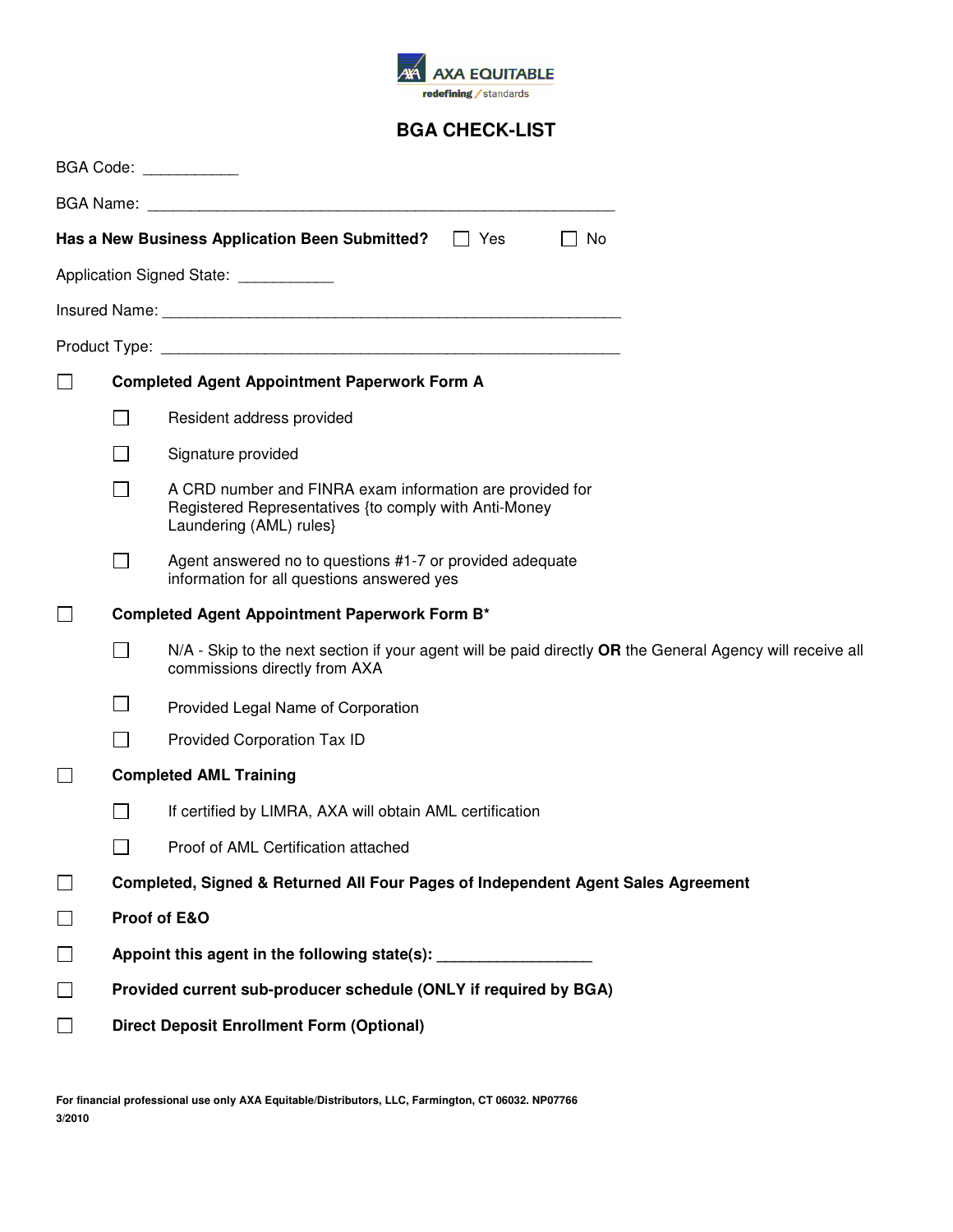AXA EQUITABLE
redefining / standards

# BGA CHECK-LIST

BGA Code: ___________

BGA Name: _______________________________________________________

**Has a New Business Application Been Submitted?** ☐ Yes ☐ No

Application Signed State: ___________

Insured Name: _____________________________________________________

Product Type: _____________________________________________________

☐ **Completed Agent Appointment Paperwork Form A**

- ☐ Resident address provided
- ☐ Signature provided
- ☐ A CRD number and FINRA exam information are provided for Registered Representatives {to comply with Anti-Money Laundering (AML) rules}
- ☐ Agent answered no to questions #1-7 or provided adequate information for all questions answered yes

☐ **Completed Agent Appointment Paperwork Form B***

- ☐ N/A - Skip to the next section if your agent will be paid directly **OR** the General Agency will receive all commissions directly from AXA
- ☐ Provided Legal Name of Corporation
- ☐ Provided Corporation Tax ID

☐ **Completed AML Training**

- ☐ If certified by LIMRA, AXA will obtain AML certification
- ☐ Proof of AML Certification attached

☐ **Completed, Signed & Returned All Four Pages of Independent Agent Sales Agreement**

☐ **Proof of E&O**

☐ **Appoint this agent in the following state(s):** _________________

☐ **Provided current sub-producer schedule (ONLY if required by BGA)**

☐ **Direct Deposit Enrollment Form (Optional)**

**For financial professional use only AXA Equitable/Distributors, LLC, Farmington, CT 06032. NP07766**
**3/2010**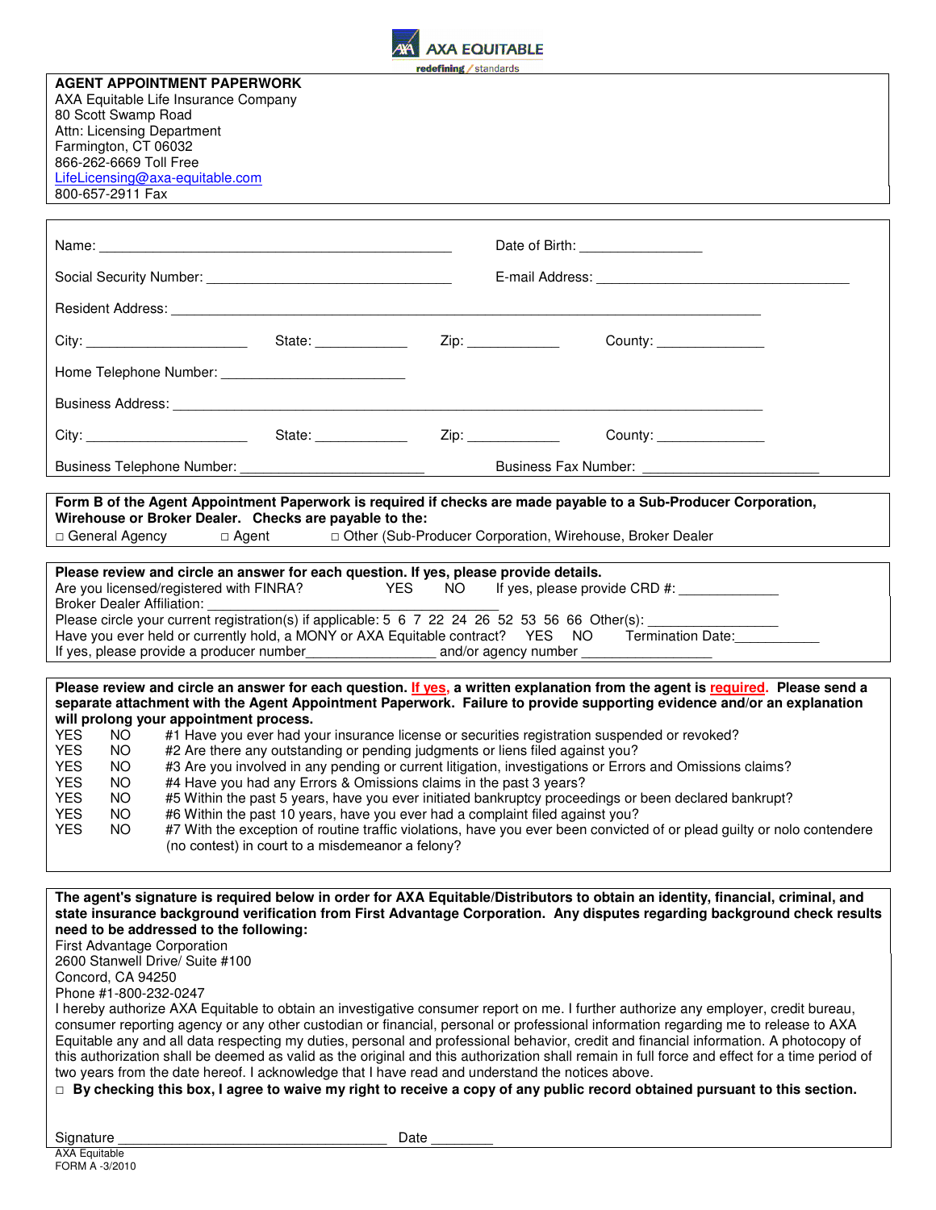AXA EQUITABLE
redefining / standards

**AGENT APPOINTMENT PAPERWORK**
AXA Equitable Life Insurance Company
80 Scott Swamp Road
Attn: Licensing Department
Farmington, CT 06032
866-262-6669 Toll Free
LifeLicensing@axa-equitable.com
800-657-2911 Fax

Name: ______________________________________________ Date of Birth: _______________

Social Security Number: _______________________________ E-mail Address: ________________________________

Resident Address: ___________________________________________________________________________

City: ____________________ State: ___________ Zip: ___________ County: ______________

Home Telephone Number: _______________________

Business Address: ___________________________________________________________________________

City: ____________________ State: ___________ Zip: ___________ County: ______________

Business Telephone Number: _______________________ Business Fax Number: _______________________

**Form B of the Agent Appointment Paperwork is required if checks are made payable to a Sub-Producer Corporation, Wirehouse or Broker Dealer. Checks are payable to the:**
□ General Agency □ Agent □ Other (Sub-Producer Corporation, Wirehouse, Broker Dealer

**Please review and circle an answer for each question. If yes, please provide details.**
Are you licensed/registered with FINRA? YES NO If yes, please provide CRD #: _____________
Broker Dealer Affiliation: ___________________________________
Please circle your current registration(s) if applicable: 5 6 7 22 24 26 52 53 56 66 Other(s): ________________
Have you ever held or currently hold, a MONY or AXA Equitable contract? YES NO Termination Date:___________
If yes, please provide a producer number________________ and/or agency number ________________

**Please review and circle an answer for each question. If yes, a written explanation from the agent is required. Please send a separate attachment with the Agent Appointment Paperwork. Failure to provide supporting evidence and/or an explanation will prolong your appointment process.**

YES NO #1 Have you ever had your insurance license or securities registration suspended or revoked?
YES NO #2 Are there any outstanding or pending judgments or liens filed against you?
YES NO #3 Are you involved in any pending or current litigation, investigations or Errors and Omissions claims?
YES NO #4 Have you had any Errors & Omissions claims in the past 3 years?
YES NO #5 Within the past 5 years, have you ever initiated bankruptcy proceedings or been declared bankrupt?
YES NO #6 Within the past 10 years, have you ever had a complaint filed against you?
YES NO #7 With the exception of routine traffic violations, have you ever been convicted of or plead guilty or nolo contendere (no contest) in court to a misdemeanor a felony?

**The agent's signature is required below in order for AXA Equitable/Distributors to obtain an identity, financial, criminal, and state insurance background verification from First Advantage Corporation. Any disputes regarding background check results need to be addressed to the following:**
First Advantage Corporation
2600 Stanwell Drive/ Suite #100
Concord, CA 94250
Phone #1-800-232-0247
I hereby authorize AXA Equitable to obtain an investigative consumer report on me. I further authorize any employer, credit bureau, consumer reporting agency or any other custodian or financial, personal or professional information regarding me to release to AXA Equitable any and all data respecting my duties, personal and professional behavior, credit and financial information. A photocopy of this authorization shall be deemed as valid as the original and this authorization shall remain in full force and effect for a time period of two years from the date hereof. I acknowledge that I have read and understand the notices above.
□ **By checking this box, I agree to waive my right to receive a copy of any public record obtained pursuant to this section.**

Signature ___________________________________ Date ________

AXA Equitable
FORM A -3/2010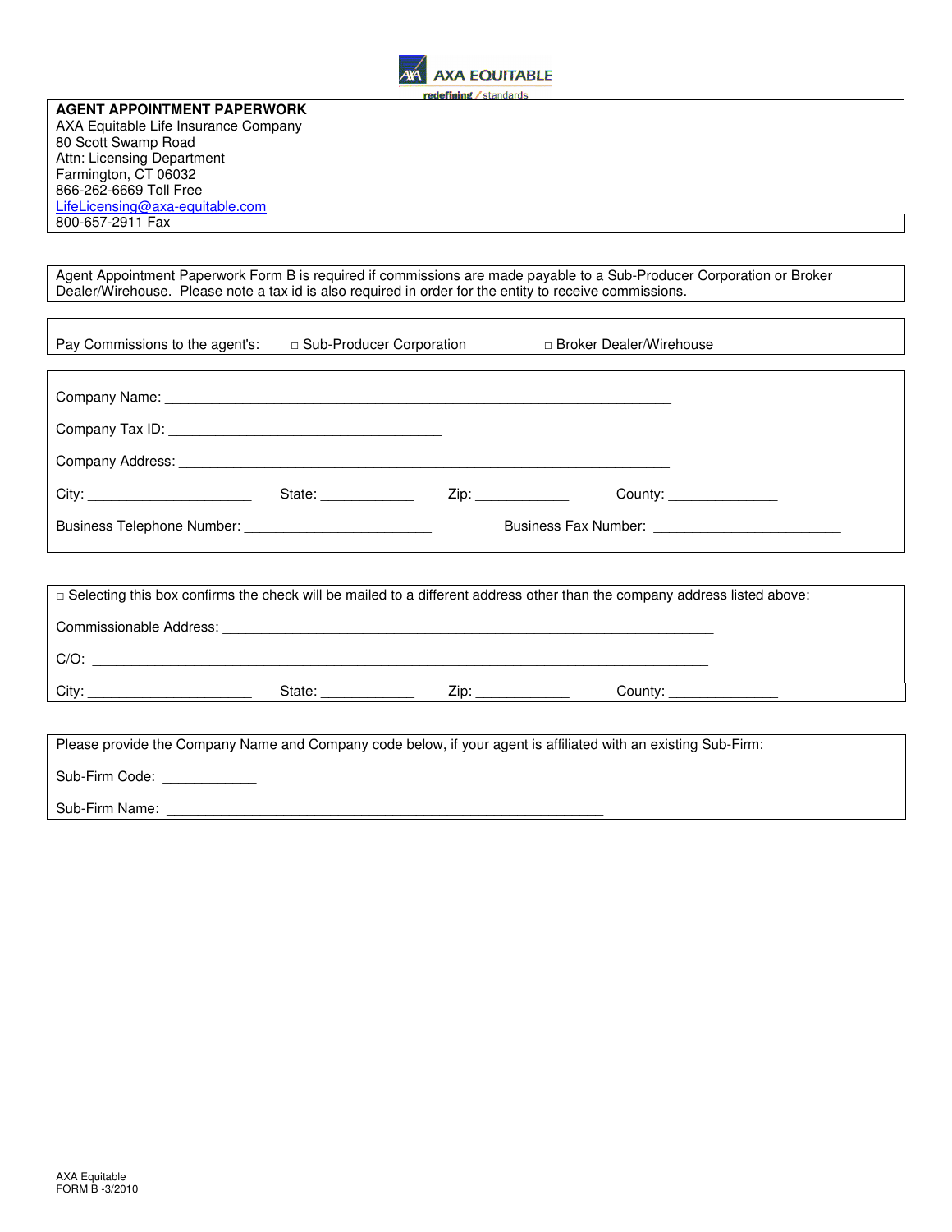AXA EQUITABLE
redefining / standards

**AGENT APPOINTMENT PAPERWORK**
AXA Equitable Life Insurance Company
80 Scott Swamp Road
Attn: Licensing Department
Farmington, CT 06032
866-262-6669 Toll Free
LifeLicensing@axa-equitable.com
800-657-2911 Fax

Agent Appointment Paperwork Form B is required if commissions are made payable to a Sub-Producer Corporation or Broker Dealer/Wirehouse. Please note a tax id is also required in order for the entity to receive commissions.

Pay Commissions to the agent's: ☐ Sub-Producer Corporation ☐ Broker Dealer/Wirehouse

Company Name: ____________________________________________

Company Tax ID: ______________________________

Company Address: ____________________________________________

City: __________________ State: ___________ Zip: ___________ County: _____________

Business Telephone Number: ______________________ Business Fax Number: ______________________

☐ Selecting this box confirms the check will be mailed to a different address other than the company address listed above:

Commissionable Address: ____________________________________________

C/O: ____________________________________________

City: __________________ State: ___________ Zip: ___________ County: _____________

Please provide the Company Name and Company code below, if your agent is affiliated with an existing Sub-Firm:

Sub-Firm Code: ___________

Sub-Firm Name: ____________________________________________

AXA Equitable
FORM B -3/2010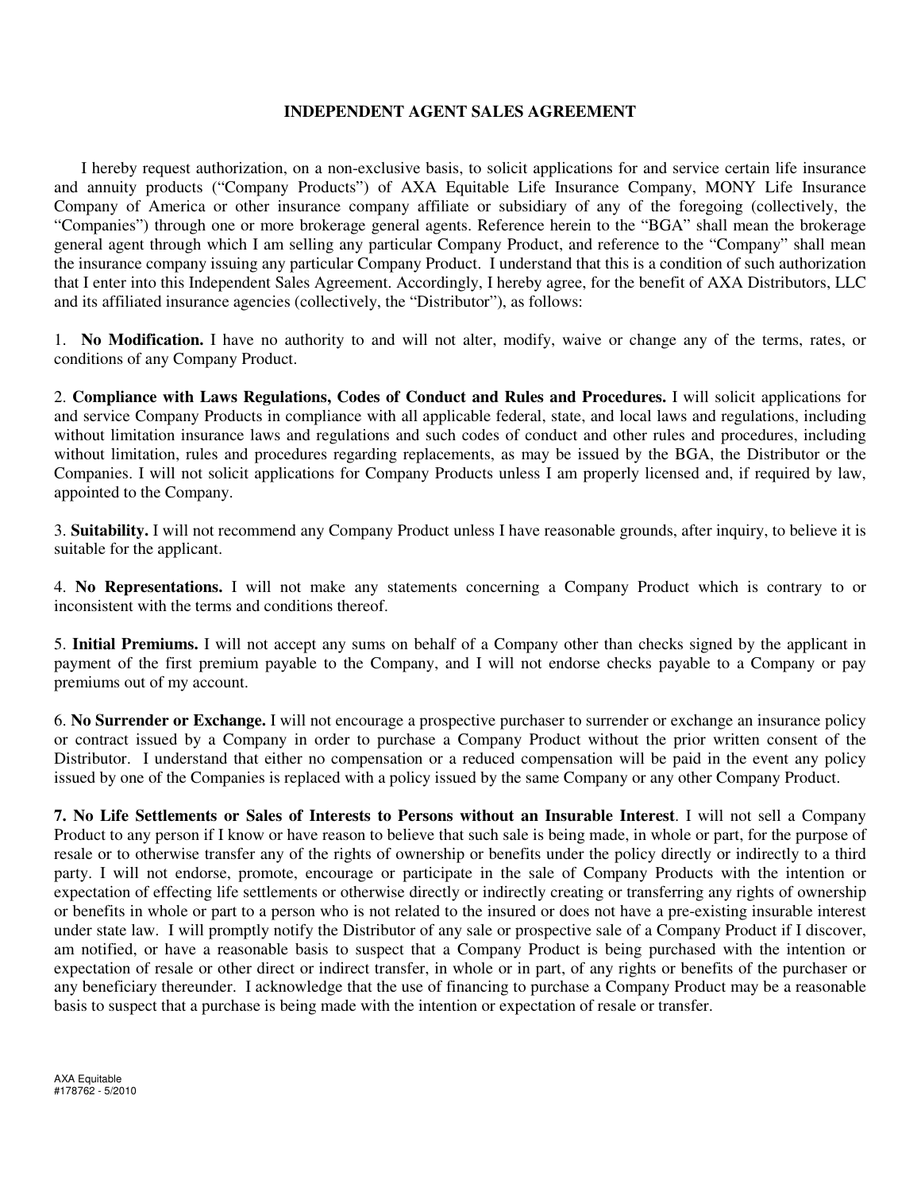# INDEPENDENT AGENT SALES AGREEMENT

I hereby request authorization, on a non-exclusive basis, to solicit applications for and service certain life insurance and annuity products ("Company Products") of AXA Equitable Life Insurance Company, MONY Life Insurance Company of America or other insurance company affiliate or subsidiary of any of the foregoing (collectively, the "Companies") through one or more brokerage general agents. Reference herein to the "BGA" shall mean the brokerage general agent through which I am selling any particular Company Product, and reference to the "Company" shall mean the insurance company issuing any particular Company Product. I understand that this is a condition of such authorization that I enter into this Independent Sales Agreement. Accordingly, I hereby agree, for the benefit of AXA Distributors, LLC and its affiliated insurance agencies (collectively, the "Distributor"), as follows:

1. **No Modification.** I have no authority to and will not alter, modify, waive or change any of the terms, rates, or conditions of any Company Product.

2. **Compliance with Laws Regulations, Codes of Conduct and Rules and Procedures.** I will solicit applications for and service Company Products in compliance with all applicable federal, state, and local laws and regulations, including without limitation insurance laws and regulations and such codes of conduct and other rules and procedures, including without limitation, rules and procedures regarding replacements, as may be issued by the BGA, the Distributor or the Companies. I will not solicit applications for Company Products unless I am properly licensed and, if required by law, appointed to the Company.

3. **Suitability.** I will not recommend any Company Product unless I have reasonable grounds, after inquiry, to believe it is suitable for the applicant.

4. **No Representations.** I will not make any statements concerning a Company Product which is contrary to or inconsistent with the terms and conditions thereof.

5. **Initial Premiums.** I will not accept any sums on behalf of a Company other than checks signed by the applicant in payment of the first premium payable to the Company, and I will not endorse checks payable to a Company or pay premiums out of my account.

6. **No Surrender or Exchange.** I will not encourage a prospective purchaser to surrender or exchange an insurance policy or contract issued by a Company in order to purchase a Company Product without the prior written consent of the Distributor. I understand that either no compensation or a reduced compensation will be paid in the event any policy issued by one of the Companies is replaced with a policy issued by the same Company or any other Company Product.

**7. No Life Settlements or Sales of Interests to Persons without an Insurable Interest**. I will not sell a Company Product to any person if I know or have reason to believe that such sale is being made, in whole or part, for the purpose of resale or to otherwise transfer any of the rights of ownership or benefits under the policy directly or indirectly to a third party. I will not endorse, promote, encourage or participate in the sale of Company Products with the intention or expectation of effecting life settlements or otherwise directly or indirectly creating or transferring any rights of ownership or benefits in whole or part to a person who is not related to the insured or does not have a pre-existing insurable interest under state law. I will promptly notify the Distributor of any sale or prospective sale of a Company Product if I discover, am notified, or have a reasonable basis to suspect that a Company Product is being purchased with the intention or expectation of resale or other direct or indirect transfer, in whole or in part, of any rights or benefits of the purchaser or any beneficiary thereunder. I acknowledge that the use of financing to purchase a Company Product may be a reasonable basis to suspect that a purchase is being made with the intention or expectation of resale or transfer.

AXA Equitable
#178762 - 5/2010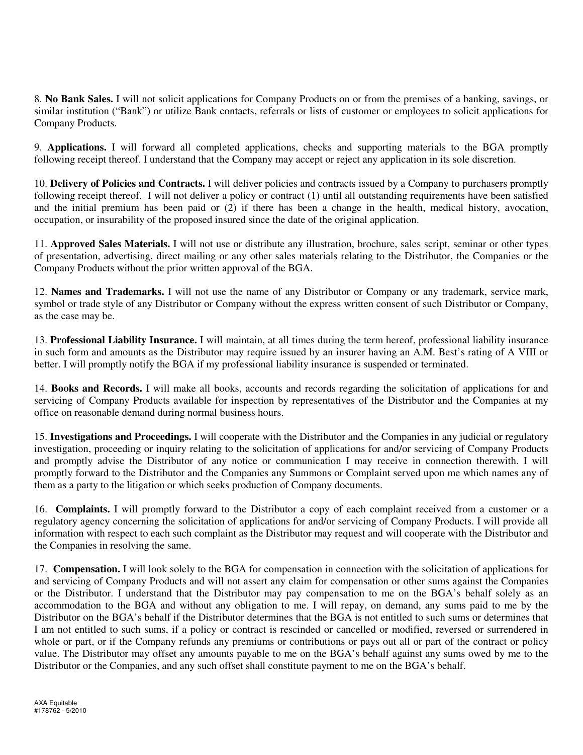8. **No Bank Sales.** I will not solicit applications for Company Products on or from the premises of a banking, savings, or similar institution ("Bank") or utilize Bank contacts, referrals or lists of customer or employees to solicit applications for Company Products.

9. **Applications.** I will forward all completed applications, checks and supporting materials to the BGA promptly following receipt thereof. I understand that the Company may accept or reject any application in its sole discretion.

10. **Delivery of Policies and Contracts.** I will deliver policies and contracts issued by a Company to purchasers promptly following receipt thereof. I will not deliver a policy or contract (1) until all outstanding requirements have been satisfied and the initial premium has been paid or (2) if there has been a change in the health, medical history, avocation, occupation, or insurability of the proposed insured since the date of the original application.

11. **Approved Sales Materials.** I will not use or distribute any illustration, brochure, sales script, seminar or other types of presentation, advertising, direct mailing or any other sales materials relating to the Distributor, the Companies or the Company Products without the prior written approval of the BGA.

12. **Names and Trademarks.** I will not use the name of any Distributor or Company or any trademark, service mark, symbol or trade style of any Distributor or Company without the express written consent of such Distributor or Company, as the case may be.

13. **Professional Liability Insurance.** I will maintain, at all times during the term hereof, professional liability insurance in such form and amounts as the Distributor may require issued by an insurer having an A.M. Best's rating of A VIII or better. I will promptly notify the BGA if my professional liability insurance is suspended or terminated.

14. **Books and Records.** I will make all books, accounts and records regarding the solicitation of applications for and servicing of Company Products available for inspection by representatives of the Distributor and the Companies at my office on reasonable demand during normal business hours.

15. **Investigations and Proceedings.** I will cooperate with the Distributor and the Companies in any judicial or regulatory investigation, proceeding or inquiry relating to the solicitation of applications for and/or servicing of Company Products and promptly advise the Distributor of any notice or communication I may receive in connection therewith. I will promptly forward to the Distributor and the Companies any Summons or Complaint served upon me which names any of them as a party to the litigation or which seeks production of Company documents.

16. **Complaints.** I will promptly forward to the Distributor a copy of each complaint received from a customer or a regulatory agency concerning the solicitation of applications for and/or servicing of Company Products. I will provide all information with respect to each such complaint as the Distributor may request and will cooperate with the Distributor and the Companies in resolving the same.

17. **Compensation.** I will look solely to the BGA for compensation in connection with the solicitation of applications for and servicing of Company Products and will not assert any claim for compensation or other sums against the Companies or the Distributor. I understand that the Distributor may pay compensation to me on the BGA's behalf solely as an accommodation to the BGA and without any obligation to me. I will repay, on demand, any sums paid to me by the Distributor on the BGA's behalf if the Distributor determines that the BGA is not entitled to such sums or determines that I am not entitled to such sums, if a policy or contract is rescinded or cancelled or modified, reversed or surrendered in whole or part, or if the Company refunds any premiums or contributions or pays out all or part of the contract or policy value. The Distributor may offset any amounts payable to me on the BGA's behalf against any sums owed by me to the Distributor or the Companies, and any such offset shall constitute payment to me on the BGA's behalf.

AXA Equitable
#178762 - 5/2010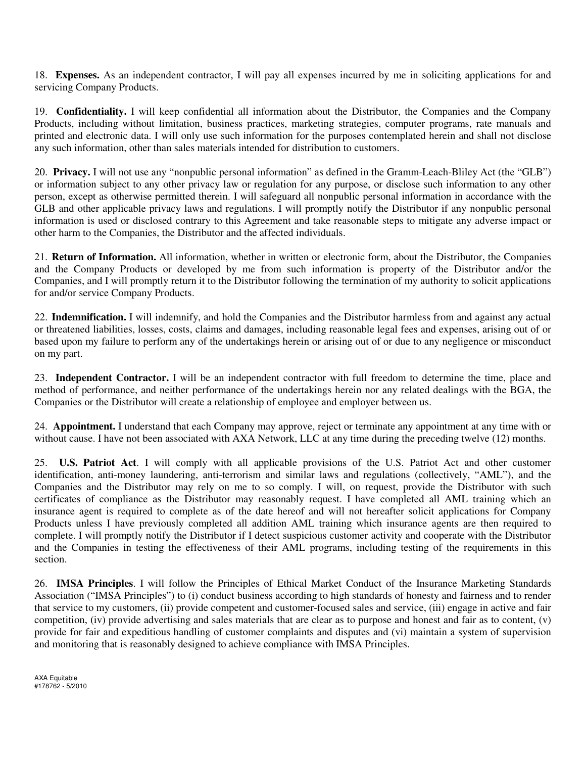18. **Expenses.** As an independent contractor, I will pay all expenses incurred by me in soliciting applications for and servicing Company Products.

19. **Confidentiality.** I will keep confidential all information about the Distributor, the Companies and the Company Products, including without limitation, business practices, marketing strategies, computer programs, rate manuals and printed and electronic data. I will only use such information for the purposes contemplated herein and shall not disclose any such information, other than sales materials intended for distribution to customers.

20. **Privacy.** I will not use any "nonpublic personal information" as defined in the Gramm-Leach-Bliley Act (the "GLB") or information subject to any other privacy law or regulation for any purpose, or disclose such information to any other person, except as otherwise permitted therein. I will safeguard all nonpublic personal information in accordance with the GLB and other applicable privacy laws and regulations. I will promptly notify the Distributor if any nonpublic personal information is used or disclosed contrary to this Agreement and take reasonable steps to mitigate any adverse impact or other harm to the Companies, the Distributor and the affected individuals.

21. **Return of Information.** All information, whether in written or electronic form, about the Distributor, the Companies and the Company Products or developed by me from such information is property of the Distributor and/or the Companies, and I will promptly return it to the Distributor following the termination of my authority to solicit applications for and/or service Company Products.

22. **Indemnification.** I will indemnify, and hold the Companies and the Distributor harmless from and against any actual or threatened liabilities, losses, costs, claims and damages, including reasonable legal fees and expenses, arising out of or based upon my failure to perform any of the undertakings herein or arising out of or due to any negligence or misconduct on my part.

23. **Independent Contractor.** I will be an independent contractor with full freedom to determine the time, place and method of performance, and neither performance of the undertakings herein nor any related dealings with the BGA, the Companies or the Distributor will create a relationship of employee and employer between us.

24. **Appointment.** I understand that each Company may approve, reject or terminate any appointment at any time with or without cause. I have not been associated with AXA Network, LLC at any time during the preceding twelve (12) months.

25. **U.S. Patriot Act**. I will comply with all applicable provisions of the U.S. Patriot Act and other customer identification, anti-money laundering, anti-terrorism and similar laws and regulations (collectively, "AML"), and the Companies and the Distributor may rely on me to so comply. I will, on request, provide the Distributor with such certificates of compliance as the Distributor may reasonably request. I have completed all AML training which an insurance agent is required to complete as of the date hereof and will not hereafter solicit applications for Company Products unless I have previously completed all addition AML training which insurance agents are then required to complete. I will promptly notify the Distributor if I detect suspicious customer activity and cooperate with the Distributor and the Companies in testing the effectiveness of their AML programs, including testing of the requirements in this section.

26. **IMSA Principles**. I will follow the Principles of Ethical Market Conduct of the Insurance Marketing Standards Association ("IMSA Principles") to (i) conduct business according to high standards of honesty and fairness and to render that service to my customers, (ii) provide competent and customer-focused sales and service, (iii) engage in active and fair competition, (iv) provide advertising and sales materials that are clear as to purpose and honest and fair as to content, (v) provide for fair and expeditious handling of customer complaints and disputes and (vi) maintain a system of supervision and monitoring that is reasonably designed to achieve compliance with IMSA Principles.

AXA Equitable
#178762 - 5/2010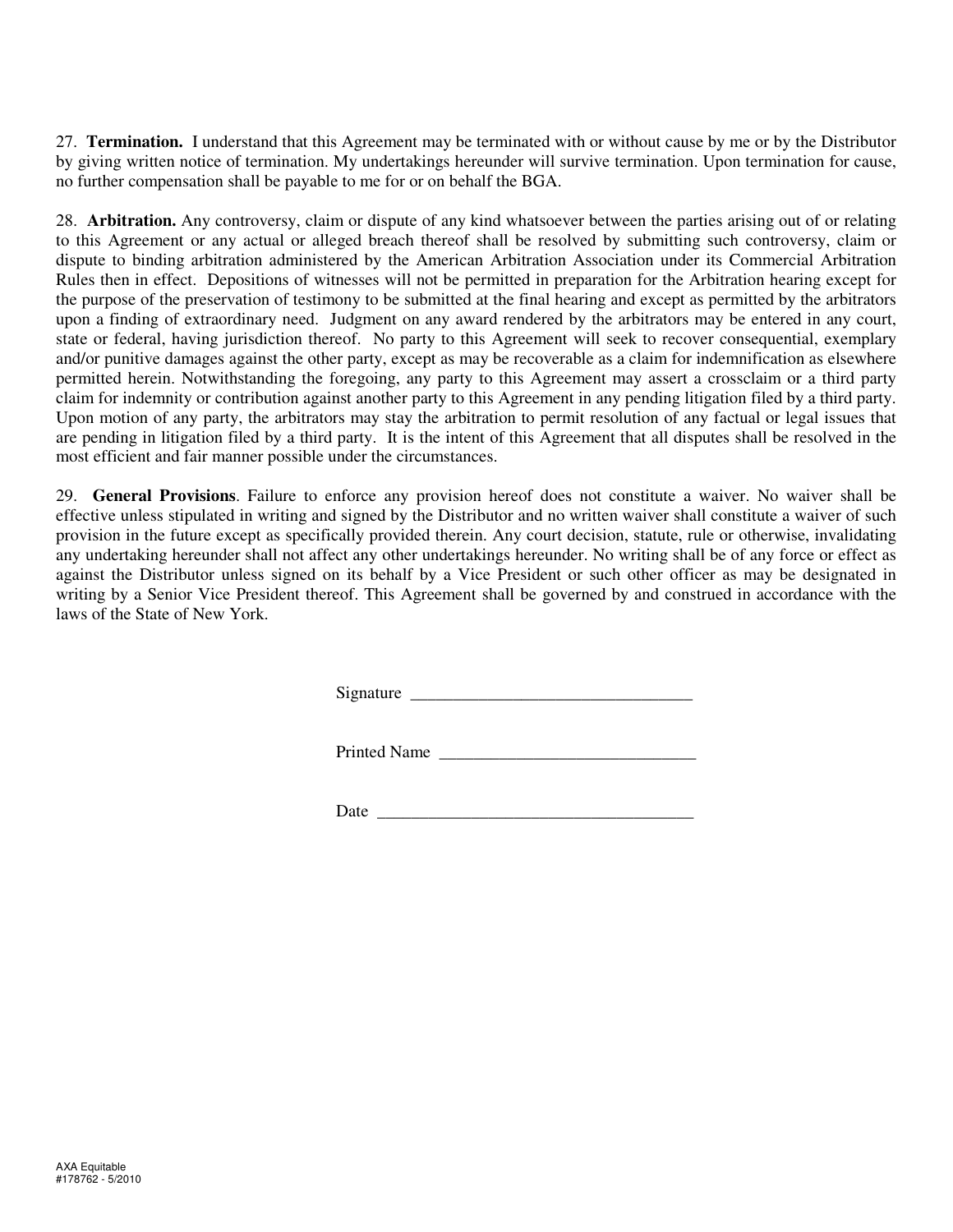27. **Termination.** I understand that this Agreement may be terminated with or without cause by me or by the Distributor by giving written notice of termination. My undertakings hereunder will survive termination. Upon termination for cause, no further compensation shall be payable to me for or on behalf the BGA.

28. **Arbitration.** Any controversy, claim or dispute of any kind whatsoever between the parties arising out of or relating to this Agreement or any actual or alleged breach thereof shall be resolved by submitting such controversy, claim or dispute to binding arbitration administered by the American Arbitration Association under its Commercial Arbitration Rules then in effect. Depositions of witnesses will not be permitted in preparation for the Arbitration hearing except for the purpose of the preservation of testimony to be submitted at the final hearing and except as permitted by the arbitrators upon a finding of extraordinary need. Judgment on any award rendered by the arbitrators may be entered in any court, state or federal, having jurisdiction thereof. No party to this Agreement will seek to recover consequential, exemplary and/or punitive damages against the other party, except as may be recoverable as a claim for indemnification as elsewhere permitted herein. Notwithstanding the foregoing, any party to this Agreement may assert a crossclaim or a third party claim for indemnity or contribution against another party to this Agreement in any pending litigation filed by a third party. Upon motion of any party, the arbitrators may stay the arbitration to permit resolution of any factual or legal issues that are pending in litigation filed by a third party. It is the intent of this Agreement that all disputes shall be resolved in the most efficient and fair manner possible under the circumstances.

29. **General Provisions**. Failure to enforce any provision hereof does not constitute a waiver. No waiver shall be effective unless stipulated in writing and signed by the Distributor and no written waiver shall constitute a waiver of such provision in the future except as specifically provided therein. Any court decision, statute, rule or otherwise, invalidating any undertaking hereunder shall not affect any other undertakings hereunder. No writing shall be of any force or effect as against the Distributor unless signed on its behalf by a Vice President or such other officer as may be designated in writing by a Senior Vice President thereof. This Agreement shall be governed by and construed in accordance with the laws of the State of New York.

Signature _________________________________

Printed Name ______________________________

Date _____________________________________

AXA Equitable
#178762 - 5/2010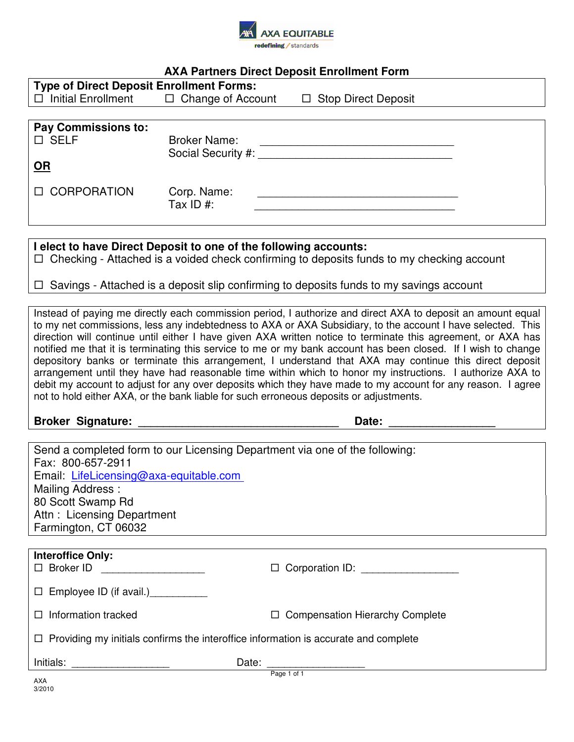AXA EQUITABLE

redefining / standards

# AXA Partners Direct Deposit Enrollment Form

**Type of Direct Deposit Enrollment Forms:**

☐ Initial Enrollment ☐ Change of Account ☐ Stop Direct Deposit

**Pay Commissions to:**

☐ SELF Broker Name: ______________________________

Social Security #: ______________________________

**OR**

☐ CORPORATION Corp. Name: ______________________________

Tax ID #: ______________________________

**I elect to have Direct Deposit to one of the following accounts:**

☐ Checking - Attached is a voided check confirming to deposits funds to my checking account

☐ Savings - Attached is a deposit slip confirming to deposits funds to my savings account

Instead of paying me directly each commission period, I authorize and direct AXA to deposit an amount equal to my net commissions, less any indebtedness to AXA or AXA Subsidiary, to the account I have selected. This direction will continue until either I have given AXA written notice to terminate this agreement, or AXA has notified me that it is terminating this service to me or my bank account has been closed. If I wish to change depository banks or terminate this arrangement, I understand that AXA may continue this direct deposit arrangement until they have had reasonable time within which to honor my instructions. I authorize AXA to debit my account to adjust for any over deposits which they have made to my account for any reason. I agree not to hold either AXA, or the bank liable for such erroneous deposits or adjustments.

**Broker Signature:** ______________________________ **Date:** ________________

Send a completed form to our Licensing Department via one of the following:

Fax: 800-657-2911

Email: LifeLicensing@axa-equitable.com

Mailing Address :

80 Scott Swamp Rd

Attn : Licensing Department

Farmington, CT 06032

**Interoffice Only:**

☐ Broker ID ________________ ☐ Corporation ID: ________________

☐ Employee ID (if avail.)__________

☐ Information tracked ☐ Compensation Hierarchy Complete

☐ Providing my initials confirms the interoffice information is accurate and complete

Initials: ________________ Date: ________________

AXA

3/2010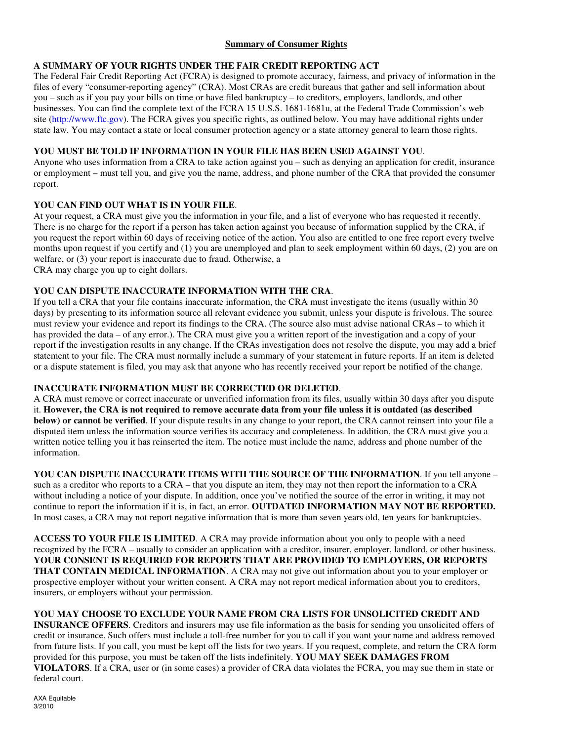## Summary of Consumer Rights

**A SUMMARY OF YOUR RIGHTS UNDER THE FAIR CREDIT REPORTING ACT**

The Federal Fair Credit Reporting Act (FCRA) is designed to promote accuracy, fairness, and privacy of information in the files of every "consumer-reporting agency" (CRA). Most CRAs are credit bureaus that gather and sell information about you – such as if you pay your bills on time or have filed bankruptcy – to creditors, employers, landlords, and other businesses. You can find the complete text of the FCRA 15 U.S.S. 1681-1681u, at the Federal Trade Commission's web site (http://www.ftc.gov). The FCRA gives you specific rights, as outlined below. You may have additional rights under state law. You may contact a state or local consumer protection agency or a state attorney general to learn those rights.

**YOU MUST BE TOLD IF INFORMATION IN YOUR FILE HAS BEEN USED AGAINST YOU**.

Anyone who uses information from a CRA to take action against you – such as denying an application for credit, insurance or employment – must tell you, and give you the name, address, and phone number of the CRA that provided the consumer report.

**YOU CAN FIND OUT WHAT IS IN YOUR FILE**.

At your request, a CRA must give you the information in your file, and a list of everyone who has requested it recently. There is no charge for the report if a person has taken action against you because of information supplied by the CRA, if you request the report within 60 days of receiving notice of the action. You also are entitled to one free report every twelve months upon request if you certify and (1) you are unemployed and plan to seek employment within 60 days, (2) you are on welfare, or (3) your report is inaccurate due to fraud. Otherwise, a CRA may charge you up to eight dollars.

**YOU CAN DISPUTE INACCURATE INFORMATION WITH THE CRA**.

If you tell a CRA that your file contains inaccurate information, the CRA must investigate the items (usually within 30 days) by presenting to its information source all relevant evidence you submit, unless your dispute is frivolous. The source must review your evidence and report its findings to the CRA. (The source also must advise national CRAs – to which it has provided the data – of any error.). The CRA must give you a written report of the investigation and a copy of your report if the investigation results in any change. If the CRAs investigation does not resolve the dispute, you may add a brief statement to your file. The CRA must normally include a summary of your statement in future reports. If an item is deleted or a dispute statement is filed, you may ask that anyone who has recently received your report be notified of the change.

**INACCURATE INFORMATION MUST BE CORRECTED OR DELETED**.

A CRA must remove or correct inaccurate or unverified information from its files, usually within 30 days after you dispute it. **However, the CRA is not required to remove accurate data from your file unless it is outdated (as described below) or cannot be verified**. If your dispute results in any change to your report, the CRA cannot reinsert into your file a disputed item unless the information source verifies its accuracy and completeness. In addition, the CRA must give you a written notice telling you it has reinserted the item. The notice must include the name, address and phone number of the information.

**YOU CAN DISPUTE INACCURATE ITEMS WITH THE SOURCE OF THE INFORMATION**. If you tell anyone – such as a creditor who reports to a CRA – that you dispute an item, they may not then report the information to a CRA without including a notice of your dispute. In addition, once you've notified the source of the error in writing, it may not continue to report the information if it is, in fact, an error. **OUTDATED INFORMATION MAY NOT BE REPORTED.** In most cases, a CRA may not report negative information that is more than seven years old, ten years for bankruptcies.

**ACCESS TO YOUR FILE IS LIMITED**. A CRA may provide information about you only to people with a need recognized by the FCRA – usually to consider an application with a creditor, insurer, employer, landlord, or other business. **YOUR CONSENT IS REQUIRED FOR REPORTS THAT ARE PROVIDED TO EMPLOYERS, OR REPORTS THAT CONTAIN MEDICAL INFORMATION**. A CRA may not give out information about you to your employer or prospective employer without your written consent. A CRA may not report medical information about you to creditors, insurers, or employers without your permission.

**YOU MAY CHOOSE TO EXCLUDE YOUR NAME FROM CRA LISTS FOR UNSOLICITED CREDIT AND INSURANCE OFFERS**. Creditors and insurers may use file information as the basis for sending you unsolicited offers of credit or insurance. Such offers must include a toll-free number for you to call if you want your name and address removed from future lists. If you call, you must be kept off the lists for two years. If you request, complete, and return the CRA form provided for this purpose, you must be taken off the lists indefinitely. **YOU MAY SEEK DAMAGES FROM VIOLATORS**. If a CRA, user or (in some cases) a provider of CRA data violates the FCRA, you may sue them in state or federal court.

AXA Equitable
3/2010